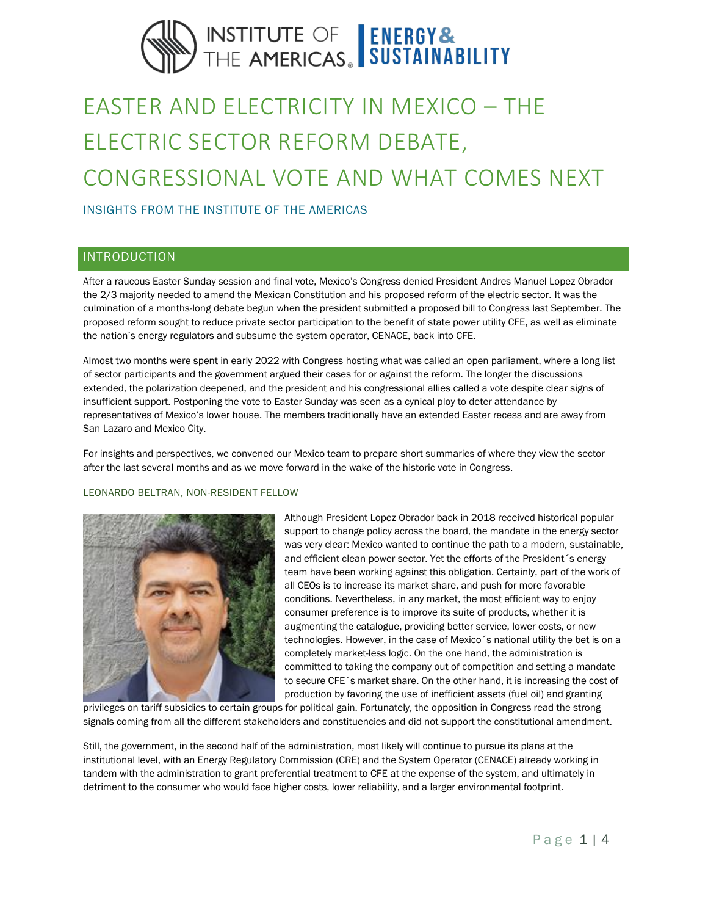# EASTER AND ELECTRICITY IN MEXICO – THE ELECTRIC SECTOR REFORM DEBATE, CONGRESSIONAL VOTE AND WHAT COMES NEXT

INSIGHTS FROM THE INSTITUTE OF THE AMERICAS

## INTRODUCTION

After a raucous Easter Sunday session and final vote, Mexico's Congress denied President Andres Manuel Lopez Obrador the 2/3 majority needed to amend the Mexican Constitution and his proposed reform of the electric sector. It was the culmination of a months-long debate begun when the president submitted a proposed bill to Congress last September. The proposed reform sought to reduce private sector participation to the benefit of state power utility CFE, as well as eliminate the nation's energy regulators and subsume the system operator, CENACE, back into CFE.

Almost two months were spent in early 2022 with Congress hosting what was called an open parliament, where a long list of sector participants and the government argued their cases for or against the reform. The longer the discussions extended, the polarization deepened, and the president and his congressional allies called a vote despite clear signs of insufficient support. Postponing the vote to Easter Sunday was seen as a cynical ploy to deter attendance by representatives of Mexico's lower house. The members traditionally have an extended Easter recess and are away from San Lazaro and Mexico City.

For insights and perspectives, we convened our Mexico team to prepare short summaries of where they view the sector after the last several months and as we move forward in the wake of the historic vote in Congress.

### LEONARDO BELTRAN, NON-RESIDENT FELLOW

Although President Lopez Obrador back in 2018 received historical popular support to change policy across the board, the mandate in the energy sector was very clear: Mexico wanted to continue the path to a modern, sustainable, and efficient clean power sector. Yet the efforts of the President´s energy team have been working against this obligation. Certainly, part of the work of all CEOs is to increase its market share, and push for more favorable conditions. Nevertheless, in any market, the most efficient way to enjoy consumer preference is to improve its suite of products, whether it is augmenting the catalogue, providing better service, lower costs, or new technologies. However, in the case of Mexico´s national utility the bet is on a completely market-less logic. On the one hand, the administration is committed to taking the company out of competition and setting a mandate to secure CFE´s market share. On the other hand, it is increasing the cost of production by favoring the use of inefficient assets (fuel oil) and granting privileges on tariff subsidies to certain groups for political gain. Fortunately, the opposition in Congress read the strong signals coming from all the different stakeholders and constituencies and did not support the constitutional amendment.

Still, the government, in the second half of the administration, most likely will continue to pursue its plans at the institutional level, with an Energy Regulatory Commission (CRE) and the System Operator (CENACE) already working in tandem with the administration to grant preferential treatment to CFE at the expense of the system, and ultimately in detriment to the consumer who would face higher costs, lower reliability, and a larger environmental footprint.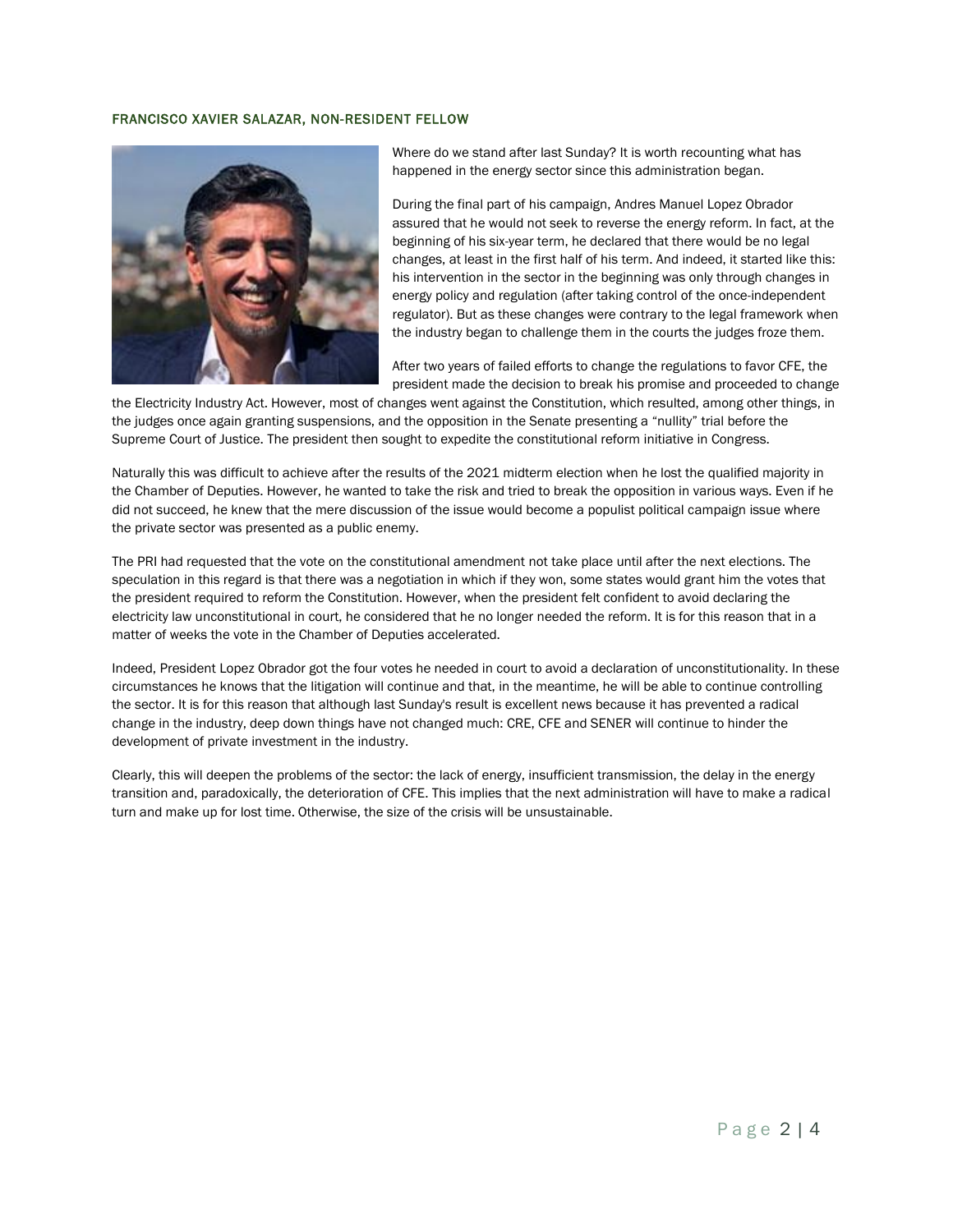### FRANCISCO XAVIER SALAZAR, NON-RESIDENT FELLOW

Where do we stand after last Sunday? It is worth recounting what has happened in the energy sector since this administration began.

During the final part of his campaign, Andres Manuel Lopez Obrador assured that he would not seek to reverse the energy reform. In fact, at the beginning of his six-year term, he declared that there would be no legal changes, at least in the first half of his term. And indeed, it started like this: his intervention in the sector in the beginning was only through changes in energy policy and regulation (after taking control of the once-independent regulator). But as these changes were contrary to the legal framework when the industry began to challenge them in the courts the judges froze them.

After two years of failed efforts to change the regulations to favor CFE, the president made the decision to break his promise and proceeded to change the Electricity Industry Act. However, most of changes went against the Constitution, which resulted, among other things, in the judges once again granting suspensions, and the opposition in the Senate presenting a "nullity" trial before the Supreme Court of Justice. The president then sought to expedite the constitutional reform initiative in Congress.

Naturally this was difficult to achieve after the results of the 2021 midterm election when he lost the qualified majority in the Chamber of Deputies. However, he wanted to take the risk and tried to break the opposition in various ways. Even if he did not succeed, he knew that the mere discussion of the issue would become a populist political campaign issue where the private sector was presented as a public enemy.

The PRI had requested that the vote on the constitutional amendment not take place until after the next elections. The speculation in this regard is that there was a negotiation in which if they won, some states would grant him the votes that the president required to reform the Constitution. However, when the president felt confident to avoid declaring the electricity law unconstitutional in court, he considered that he no longer needed the reform. It is for this reason that in a matter of weeks the vote in the Chamber of Deputies accelerated.

Indeed, President Lopez Obrador got the four votes he needed in court to avoid a declaration of unconstitutionality. In these circumstances he knows that the litigation will continue and that, in the meantime, he will be able to continue controlling the sector. It is for this reason that although last Sunday's result is excellent news because it has prevented a radical change in the industry, deep down things have not changed much: CRE, CFE and SENER will continue to hinder the development of private investment in the industry.

Clearly, this will deepen the problems of the sector: the lack of energy, insufficient transmission, the delay in the energy transition and, paradoxically, the deterioration of CFE. This implies that the next administration will have to make a radical turn and make up for lost time. Otherwise, the size of the crisis will be unsustainable.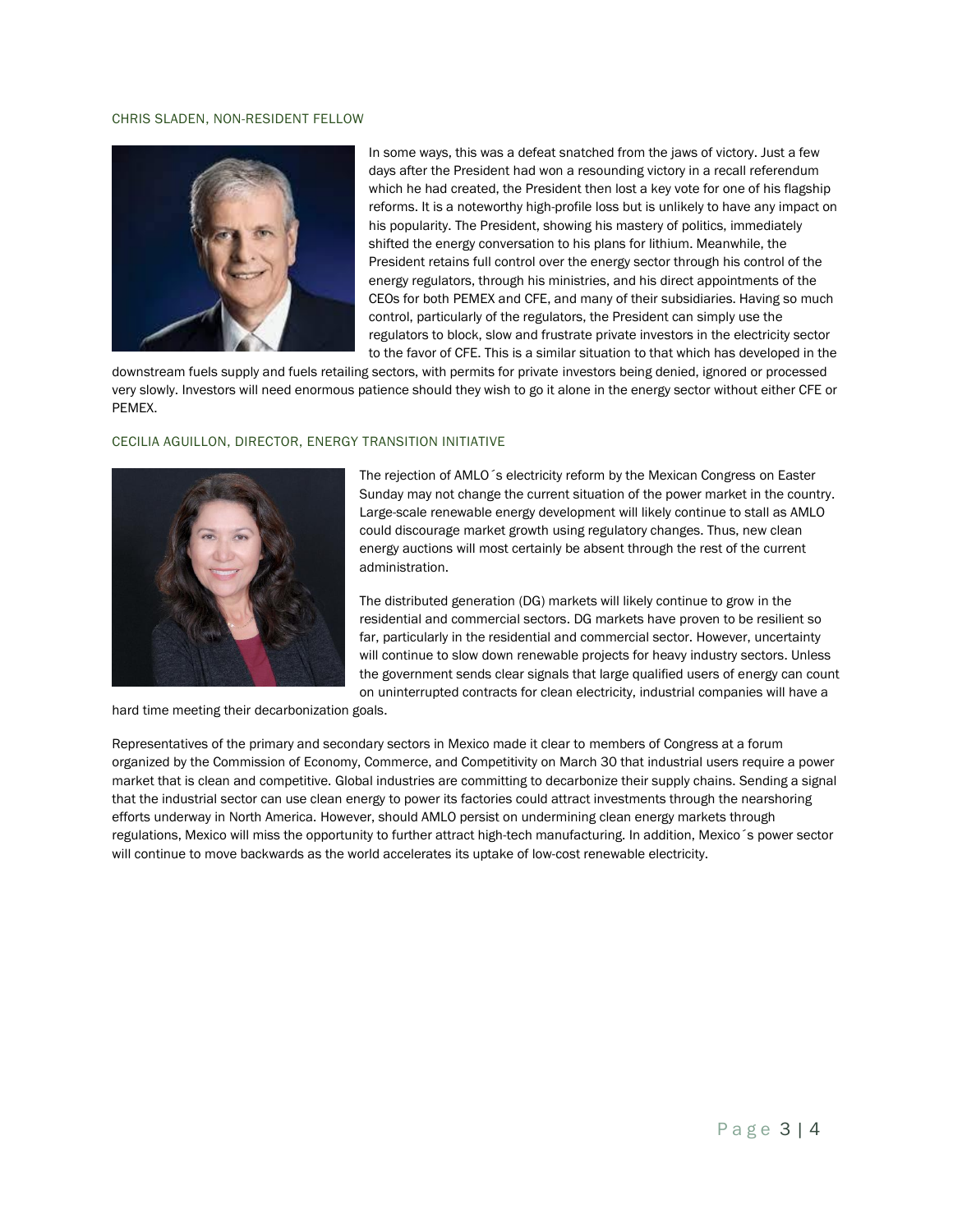### CHRIS SLADEN, NON-RESIDENT FELLOW

In some ways, this was a defeat snatched from the jaws of victory. Just a few days after the President had won a resounding victory in a recall referendum which he had created, the President then lost a key vote for one of his flagship reforms. It is a noteworthy high-profile loss but is unlikely to have any impact on his popularity. The President, showing his mastery of politics, immediately shifted the energy conversation to his plans for lithium. Meanwhile, the President retains full control over the energy sector through his control of the energy regulators, through his ministries, and his direct appointments of the CEOs for both PEMEX and CFE, and many of their subsidiaries. Having so much control, particularly of the regulators, the President can simply use the regulators to block, slow and frustrate private investors in the electricity sector to the favor of CFE. This is a similar situation to that which has developed in the downstream fuels supply and fuels retailing sectors, with permits for private investors being denied, ignored or processed very slowly. Investors will need enormous patience should they wish to go it alone in the energy sector without either CFE or PEMEX.

### CECILIA AGUILLON, DIRECTOR, ENERGY TRANSITION INITIATIVE

The rejection of AMLO´s electricity reform by the Mexican Congress on Easter Sunday may not change the current situation of the power market in the country. Large-scale renewable energy development will likely continue to stall as AMLO could discourage market growth using regulatory changes. Thus, new clean energy auctions will most certainly be absent through the rest of the current administration.

The distributed generation (DG) markets will likely continue to grow in the residential and commercial sectors. DG markets have proven to be resilient so far, particularly in the residential and commercial sector. However, uncertainty will continue to slow down renewable projects for heavy industry sectors. Unless the government sends clear signals that large qualified users of energy can count on uninterrupted contracts for clean electricity, industrial companies will have a hard time meeting their decarbonization goals.

Representatives of the primary and secondary sectors in Mexico made it clear to members of Congress at a forum organized by the Commission of Economy, Commerce, and Competitivity on March 30 that industrial users require a power market that is clean and competitive. Global industries are committing to decarbonize their supply chains. Sending a signal that the industrial sector can use clean energy to power its factories could attract investments through the nearshoring efforts underway in North America. However, should AMLO persist on undermining clean energy markets through regulations, Mexico will miss the opportunity to further attract high-tech manufacturing. In addition, Mexico´s power sector will continue to move backwards as the world accelerates its uptake of low-cost renewable electricity.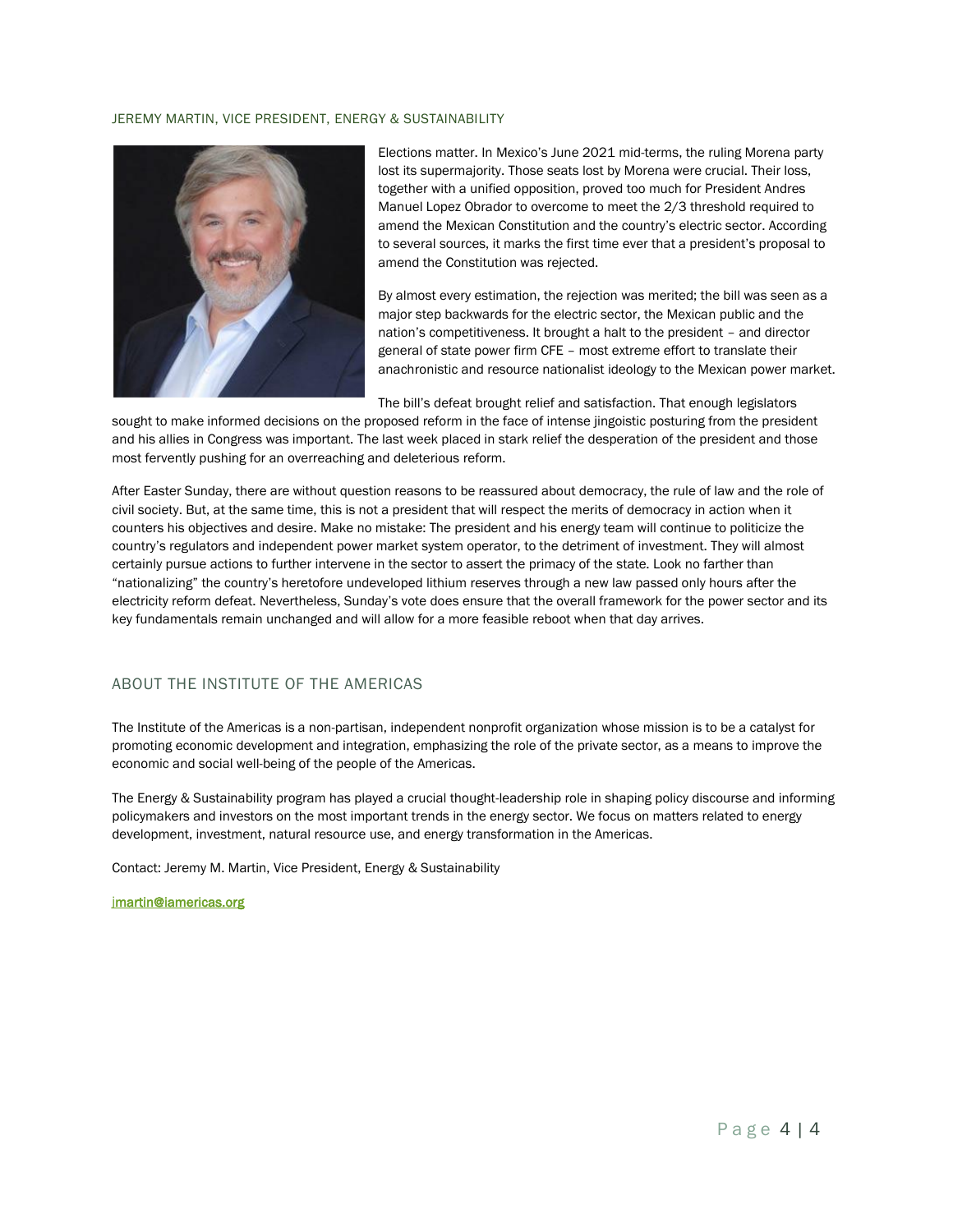### JEREMY MARTIN, VICE PRESIDENT, ENERGY & SUSTAINABILITY

Elections matter. In Mexico's June 2021 mid-terms, the ruling Morena party lost its supermajority. Those seats lost by Morena were crucial. Their loss, together with a unified opposition, proved too much for President Andres Manuel Lopez Obrador to overcome to meet the 2/3 threshold required to amend the Mexican Constitution and the country's electric sector. According to several sources, it marks the first time ever that a president's proposal to amend the Constitution was rejected.

By almost every estimation, the rejection was merited; the bill was seen as a major step backwards for the electric sector, the Mexican public and the nation's competitiveness. It brought a halt to the president – and director general of state power firm CFE – most extreme effort to translate their anachronistic and resource nationalist ideology to the Mexican power market.

The bill's defeat brought relief and satisfaction. That enough legislators sought to make informed decisions on the proposed reform in the face of intense jingoistic posturing from the president and his allies in Congress was important. The last week placed in stark relief the desperation of the president and those most fervently pushing for an overreaching and deleterious reform.

After Easter Sunday, there are without question reasons to be reassured about democracy, the rule of law and the role of civil society. But, at the same time, this is not a president that will respect the merits of democracy in action when it counters his objectives and desire. Make no mistake: The president and his energy team will continue to politicize the country's regulators and independent power market system operator, to the detriment of investment. They will almost certainly pursue actions to further intervene in the sector to assert the primacy of the state. Look no farther than "nationalizing" the country's heretofore undeveloped lithium reserves through a new law passed only hours after the electricity reform defeat. Nevertheless, Sunday's vote does ensure that the overall framework for the power sector and its key fundamentals remain unchanged and will allow for a more feasible reboot when that day arrives.

## ABOUT THE INSTITUTE OF THE AMERICAS

The Institute of the Americas is a non-partisan, independent nonprofit organization whose mission is to be a catalyst for promoting economic development and integration, emphasizing the role of the private sector, as a means to improve the economic and social well-being of the people of the Americas.

The Energy & Sustainability program has played a crucial thought-leadership role in shaping policy discourse and informing policymakers and investors on the most important trends in the energy sector. We focus on matters related to energy development, investment, natural resource use, and energy transformation in the Americas.

Contact: Jeremy M. Martin, Vice President, Energy & Sustainability

jmartin@iamericas.org